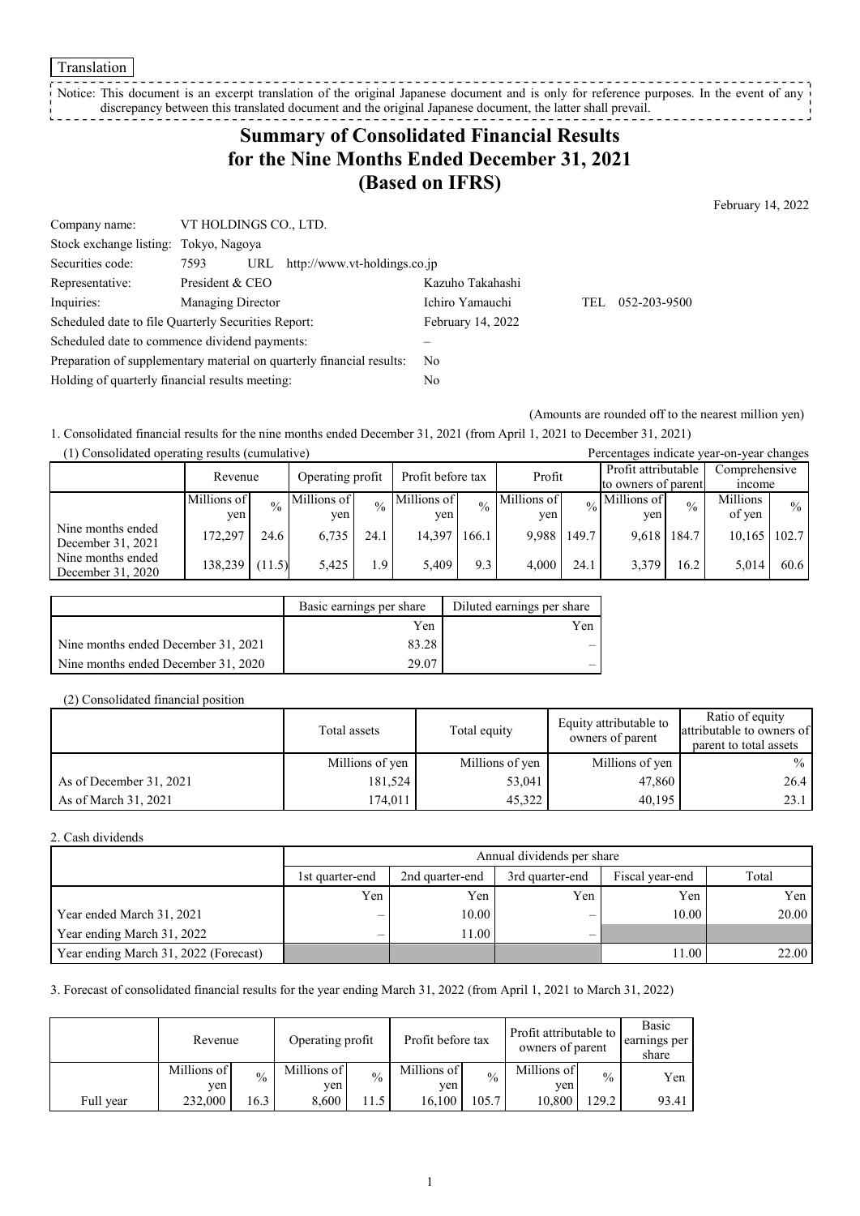Translation

Notice: This document is an excerpt translation of the original Japanese document and is only for reference purposes. In the event of any discrepancy between this translated document and the original Japanese document, the latter shall prevail.

# Summary of Consolidated Financial Results for the Nine Months Ended December 31, 2021 (Based on IFRS)

February 14, 2022

| | | |
|---|---|---|
| Company name: | VT HOLDINGS CO., LTD. | |
| Stock exchange listing: | Tokyo, Nagoya | |
| Securities code: | 7593 URL http://www.vt-holdings.co.jp | |
| Representative: | President & CEO | Kazuho Takahashi |
| Inquiries: | Managing Director | Ichiro Yamauchi TEL 052-203-9500 |
| Scheduled date to file Quarterly Securities Report: | | February 14, 2022 |
| Scheduled date to commence dividend payments: | | – |
| Preparation of supplementary material on quarterly financial results: | | No |
| Holding of quarterly financial results meeting: | | No |

(Amounts are rounded off to the nearest million yen)

1. Consolidated financial results for the nine months ended December 31, 2021 (from April 1, 2021 to December 31, 2021)

(1) Consolidated operating results (cumulative)

Percentages indicate year-on-year changes

| | Revenue | | Operating profit | | Profit before tax | | Profit | | Profit attributable to owners of parent | | Comprehensive income | |
|---|---|---|---|---|---|---|---|---|---|---|---|---|
| | Millions of yen | % | Millions of yen | % | Millions of yen | % | Millions of yen | % | Millions of yen | % | Millions of yen | % |
| Nine months ended December 31, 2021 | 172,297 | 24.6 | 6,735 | 24.1 | 14,397 | 166.1 | 9,988 | 149.7 | 9,618 | 184.7 | 10,165 | 102.7 |
| Nine months ended December 31, 2020 | 138,239 | (11.5) | 5,425 | 1.9 | 5,409 | 9.3 | 4,000 | 24.1 | 3,379 | 16.2 | 5,014 | 60.6 |

| | Basic earnings per share | Diluted earnings per share |
|---|---|---|
| | Yen | Yen |
| Nine months ended December 31, 2021 | 83.28 | – |
| Nine months ended December 31, 2020 | 29.07 | – |

(2) Consolidated financial position

| | Total assets | Total equity | Equity attributable to owners of parent | Ratio of equity attributable to owners of parent to total assets |
|---|---|---|---|---|
| | Millions of yen | Millions of yen | Millions of yen | % |
| As of December 31, 2021 | 181,524 | 53,041 | 47,860 | 26.4 |
| As of March 31, 2021 | 174,011 | 45,322 | 40,195 | 23.1 |

2. Cash dividends

| | Annual dividends per share | | | | |
|---|---|---|---|---|---|
| | 1st quarter-end | 2nd quarter-end | 3rd quarter-end | Fiscal year-end | Total |
| | Yen | Yen | Yen | Yen | Yen |
| Year ended March 31, 2021 | – | 10.00 | – | 10.00 | 20.00 |
| Year ending March 31, 2022 | – | 11.00 | – | | |
| Year ending March 31, 2022 (Forecast) | | | | 11.00 | 22.00 |

3. Forecast of consolidated financial results for the year ending March 31, 2022 (from April 1, 2021 to March 31, 2022)

| | Revenue | | Operating profit | | Profit before tax | | Profit attributable to owners of parent | | Basic earnings per share |
|---|---|---|---|---|---|---|---|---|---|
| | Millions of yen | % | Millions of yen | % | Millions of yen | % | Millions of yen | % | Yen |
| Full year | 232,000 | 16.3 | 8,600 | 11.5 | 16,100 | 105.7 | 10,800 | 129.2 | 93.41 |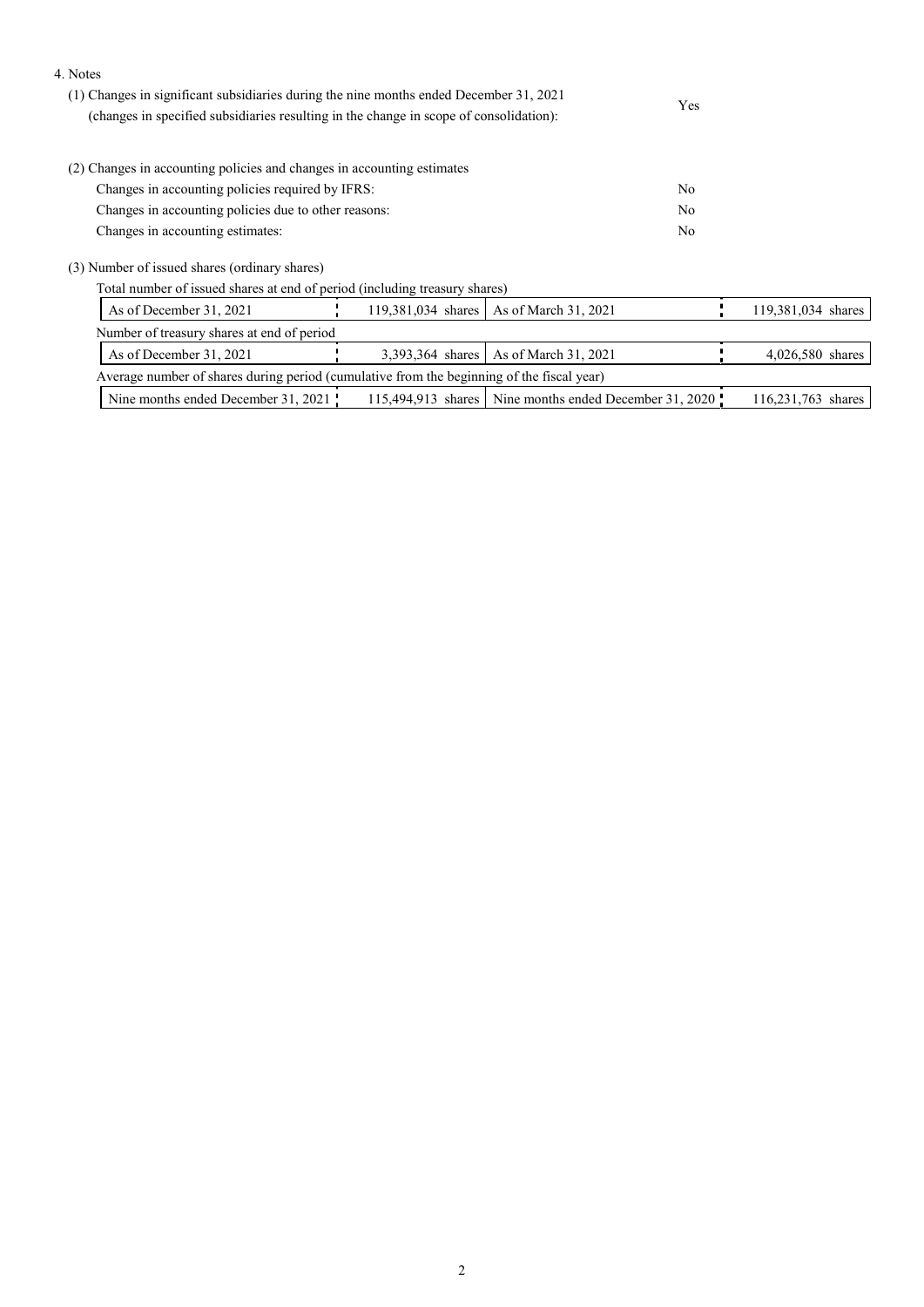4. Notes

(1) Changes in significant subsidiaries during the nine months ended December 31, 2021 (changes in specified subsidiaries resulting in the change in scope of consolidation): Yes

(2) Changes in accounting policies and changes in accounting estimates

| | |
|---|---|
| Changes in accounting policies required by IFRS: | No |
| Changes in accounting policies due to other reasons: | No |
| Changes in accounting estimates: | No |

(3) Number of issued shares (ordinary shares)

Total number of issued shares at end of period (including treasury shares)

| | | | |
|---|---|---|---|
| As of December 31, 2021 | 119,381,034 shares | As of March 31, 2021 | 119,381,034 shares |

Number of treasury shares at end of period

| | | | |
|---|---|---|---|
| As of December 31, 2021 | 3,393,364 shares | As of March 31, 2021 | 4,026,580 shares |

Average number of shares during period (cumulative from the beginning of the fiscal year)

| | | | |
|---|---|---|---|
| Nine months ended December 31, 2021 | 115,494,913 shares | Nine months ended December 31, 2020 | 116,231,763 shares |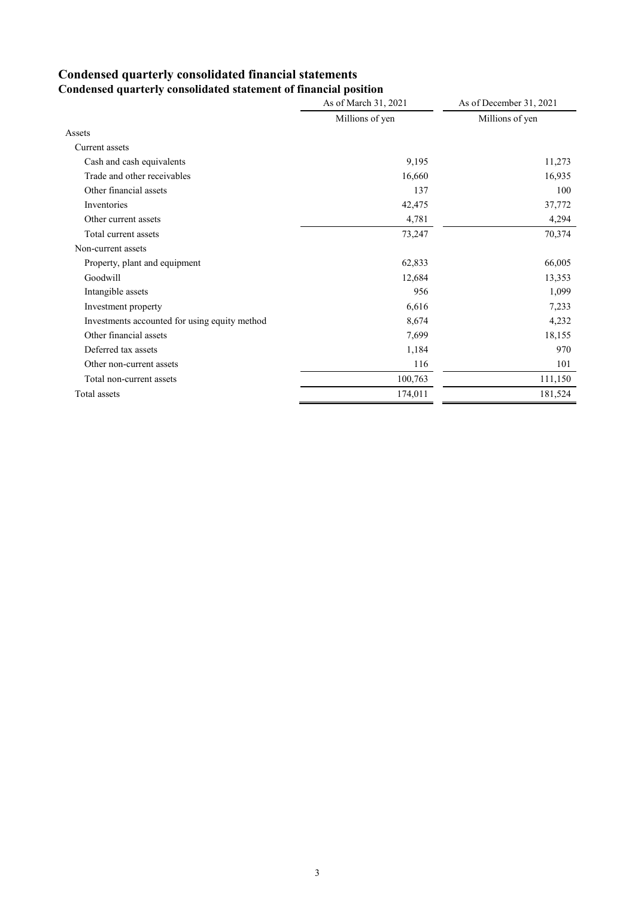# Condensed quarterly consolidated financial statements

## Condensed quarterly consolidated statement of financial position

| | As of March 31, 2021 | As of December 31, 2021 |
|---|---|---|
| | Millions of yen | Millions of yen |
| Assets | | |
| Current assets | | |
| Cash and cash equivalents | 9,195 | 11,273 |
| Trade and other receivables | 16,660 | 16,935 |
| Other financial assets | 137 | 100 |
| Inventories | 42,475 | 37,772 |
| Other current assets | 4,781 | 4,294 |
| Total current assets | 73,247 | 70,374 |
| Non-current assets | | |
| Property, plant and equipment | 62,833 | 66,005 |
| Goodwill | 12,684 | 13,353 |
| Intangible assets | 956 | 1,099 |
| Investment property | 6,616 | 7,233 |
| Investments accounted for using equity method | 8,674 | 4,232 |
| Other financial assets | 7,699 | 18,155 |
| Deferred tax assets | 1,184 | 970 |
| Other non-current assets | 116 | 101 |
| Total non-current assets | 100,763 | 111,150 |
| Total assets | 174,011 | 181,524 |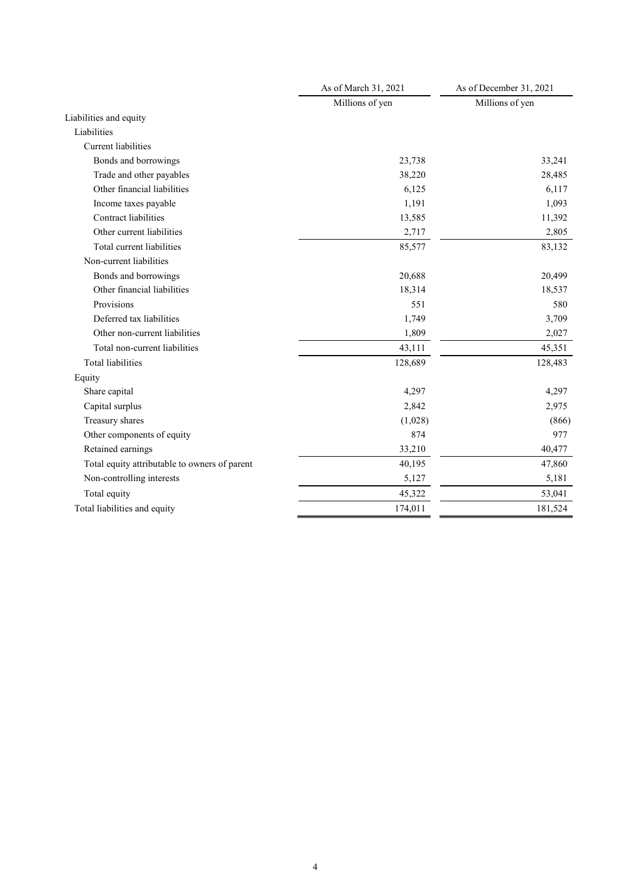| | As of March 31, 2021 | As of December 31, 2021 |
|---|---|---|
| | Millions of yen | Millions of yen |
| Liabilities and equity | | |
| Liabilities | | |
| Current liabilities | | |
| Bonds and borrowings | 23,738 | 33,241 |
| Trade and other payables | 38,220 | 28,485 |
| Other financial liabilities | 6,125 | 6,117 |
| Income taxes payable | 1,191 | 1,093 |
| Contract liabilities | 13,585 | 11,392 |
| Other current liabilities | 2,717 | 2,805 |
| Total current liabilities | 85,577 | 83,132 |
| Non-current liabilities | | |
| Bonds and borrowings | 20,688 | 20,499 |
| Other financial liabilities | 18,314 | 18,537 |
| Provisions | 551 | 580 |
| Deferred tax liabilities | 1,749 | 3,709 |
| Other non-current liabilities | 1,809 | 2,027 |
| Total non-current liabilities | 43,111 | 45,351 |
| Total liabilities | 128,689 | 128,483 |
| Equity | | |
| Share capital | 4,297 | 4,297 |
| Capital surplus | 2,842 | 2,975 |
| Treasury shares | (1,028) | (866) |
| Other components of equity | 874 | 977 |
| Retained earnings | 33,210 | 40,477 |
| Total equity attributable to owners of parent | 40,195 | 47,860 |
| Non-controlling interests | 5,127 | 5,181 |
| Total equity | 45,322 | 53,041 |
| Total liabilities and equity | 174,011 | 181,524 |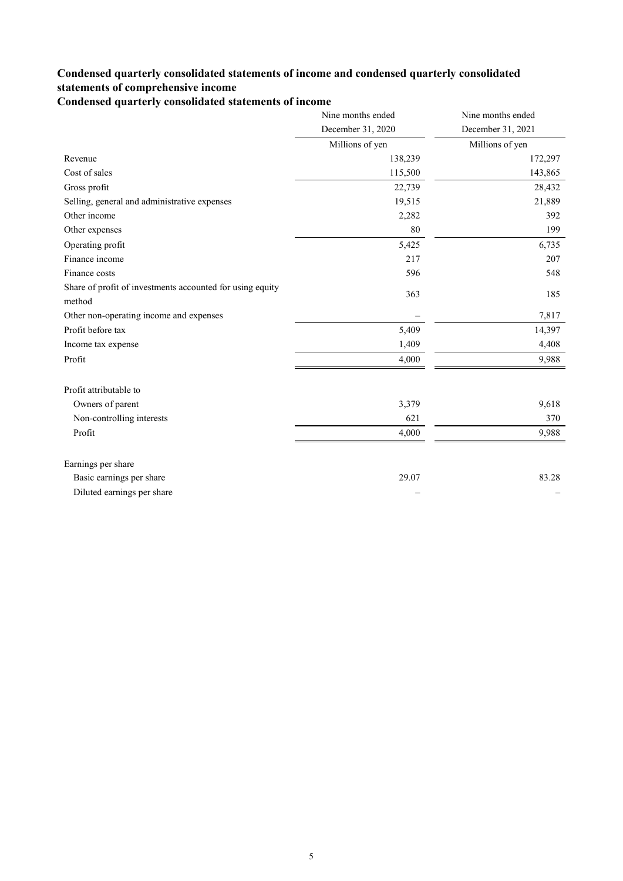## Condensed quarterly consolidated statements of income and condensed quarterly consolidated statements of comprehensive income

### Condensed quarterly consolidated statements of income

| | Nine months ended December 31, 2020 | Nine months ended December 31, 2021 |
|---|---|---|
| | Millions of yen | Millions of yen |
| Revenue | 138,239 | 172,297 |
| Cost of sales | 115,500 | 143,865 |
| Gross profit | 22,739 | 28,432 |
| Selling, general and administrative expenses | 19,515 | 21,889 |
| Other income | 2,282 | 392 |
| Other expenses | 80 | 199 |
| Operating profit | 5,425 | 6,735 |
| Finance income | 217 | 207 |
| Finance costs | 596 | 548 |
| Share of profit of investments accounted for using equity method | 363 | 185 |
| Other non-operating income and expenses | – | 7,817 |
| Profit before tax | 5,409 | 14,397 |
| Income tax expense | 1,409 | 4,408 |
| Profit | 4,000 | 9,988 |
| | | |
| Profit attributable to | | |
| Owners of parent | 3,379 | 9,618 |
| Non-controlling interests | 621 | 370 |
| Profit | 4,000 | 9,988 |
| | | |
| Earnings per share | | |
| Basic earnings per share | 29.07 | 83.28 |
| Diluted earnings per share | – | – |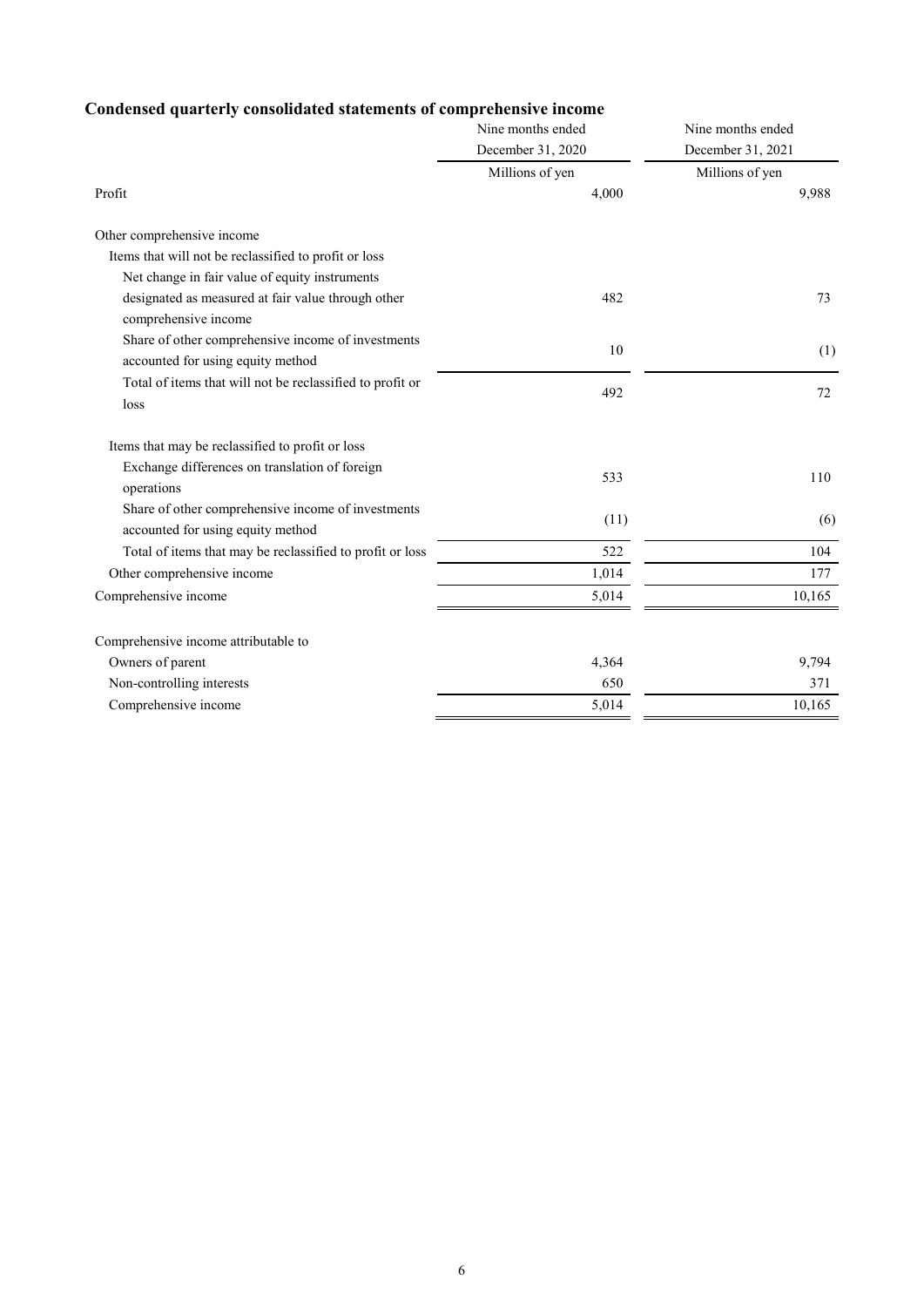## Condensed quarterly consolidated statements of comprehensive income

| | Nine months ended December 31, 2020 | Nine months ended December 31, 2021 |
|---|---|---|
| | Millions of yen | Millions of yen |
| Profit | 4,000 | 9,988 |
| | | |
| Other comprehensive income | | |
| Items that will not be reclassified to profit or loss | | |
| Net change in fair value of equity instruments designated as measured at fair value through other comprehensive income | 482 | 73 |
| Share of other comprehensive income of investments accounted for using equity method | 10 | (1) |
| Total of items that will not be reclassified to profit or loss | 492 | 72 |
| | | |
| Items that may be reclassified to profit or loss | | |
| Exchange differences on translation of foreign operations | 533 | 110 |
| Share of other comprehensive income of investments accounted for using equity method | (11) | (6) |
| Total of items that may be reclassified to profit or loss | 522 | 104 |
| Other comprehensive income | 1,014 | 177 |
| Comprehensive income | 5,014 | 10,165 |
| | | |
| Comprehensive income attributable to | | |
| Owners of parent | 4,364 | 9,794 |
| Non-controlling interests | 650 | 371 |
| Comprehensive income | 5,014 | 10,165 |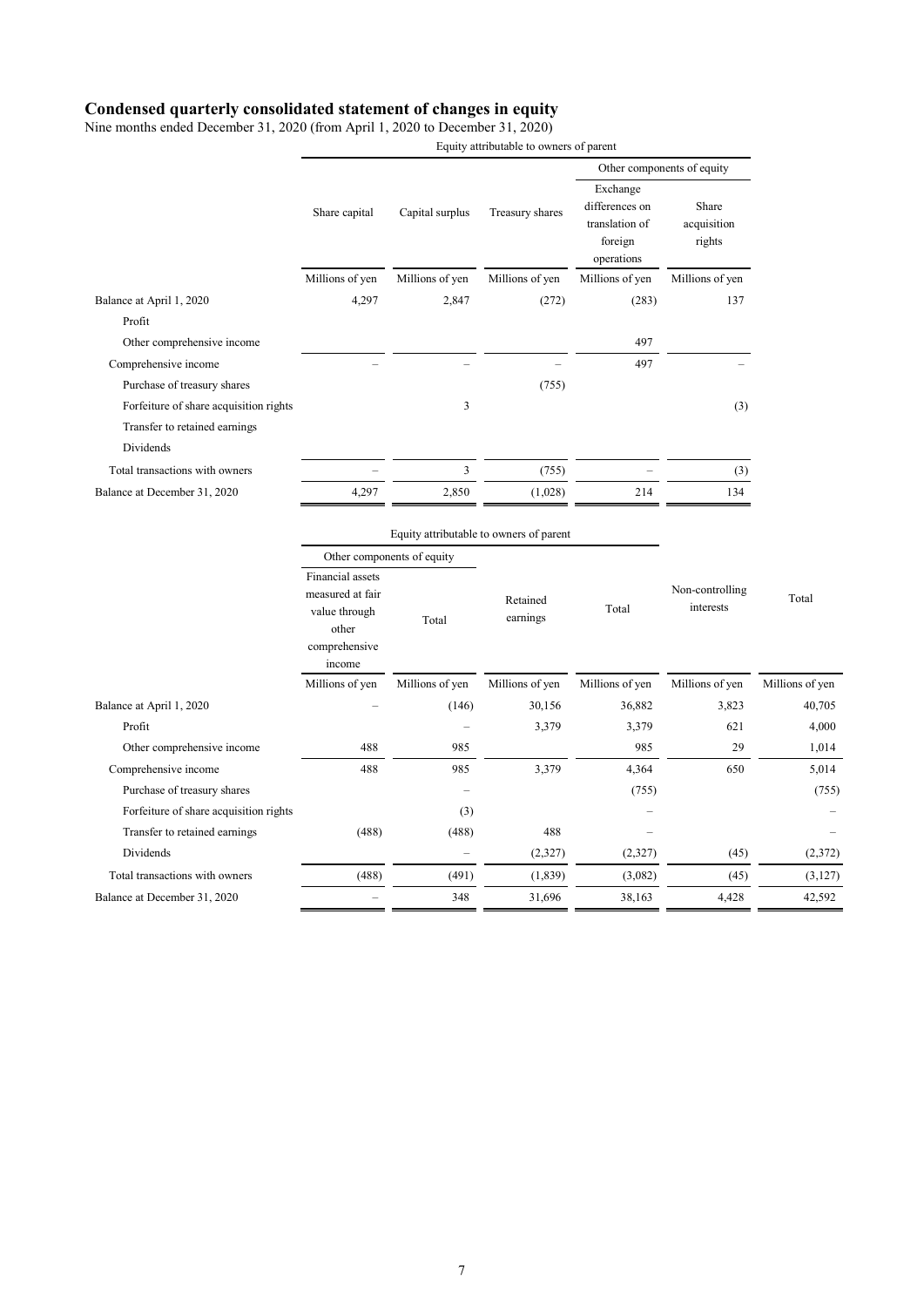# Condensed quarterly consolidated statement of changes in equity

Nine months ended December 31, 2020 (from April 1, 2020 to December 31, 2020)

| | Equity attributable to owners of parent | | | | |
|---|---|---|---|---|---|
| | | | | Other components of equity | |
| | Share capital | Capital surplus | Treasury shares | Exchange differences on translation of foreign operations | Share acquisition rights |
| | Millions of yen | Millions of yen | Millions of yen | Millions of yen | Millions of yen |
| Balance at April 1, 2020 | 4,297 | 2,847 | (272) | (283) | 137 |
| Profit | | | | | |
| Other comprehensive income | | | | 497 | |
| Comprehensive income | – | – | – | 497 | – |
| Purchase of treasury shares | | | (755) | | |
| Forfeiture of share acquisition rights | | 3 | | | (3) |
| Transfer to retained earnings | | | | | |
| Dividends | | | | | |
| Total transactions with owners | – | 3 | (755) | – | (3) |
| Balance at December 31, 2020 | 4,297 | 2,850 | (1,028) | 214 | 134 |

| | Equity attributable to owners of parent | | | | | |
|---|---|---|---|---|---|---|
| | Other components of equity | | | | | |
| | Financial assets measured at fair value through other comprehensive income | Total | Retained earnings | Total | Non-controlling interests | Total |
| | Millions of yen | Millions of yen | Millions of yen | Millions of yen | Millions of yen | Millions of yen |
| Balance at April 1, 2020 | – | (146) | 30,156 | 36,882 | 3,823 | 40,705 |
| Profit | | – | 3,379 | 3,379 | 621 | 4,000 |
| Other comprehensive income | 488 | 985 | | 985 | 29 | 1,014 |
| Comprehensive income | 488 | 985 | 3,379 | 4,364 | 650 | 5,014 |
| Purchase of treasury shares | | – | | (755) | | (755) |
| Forfeiture of share acquisition rights | | (3) | | – | | – |
| Transfer to retained earnings | (488) | (488) | 488 | – | | – |
| Dividends | | – | (2,327) | (2,327) | (45) | (2,372) |
| Total transactions with owners | (488) | (491) | (1,839) | (3,082) | (45) | (3,127) |
| Balance at December 31, 2020 | – | 348 | 31,696 | 38,163 | 4,428 | 42,592 |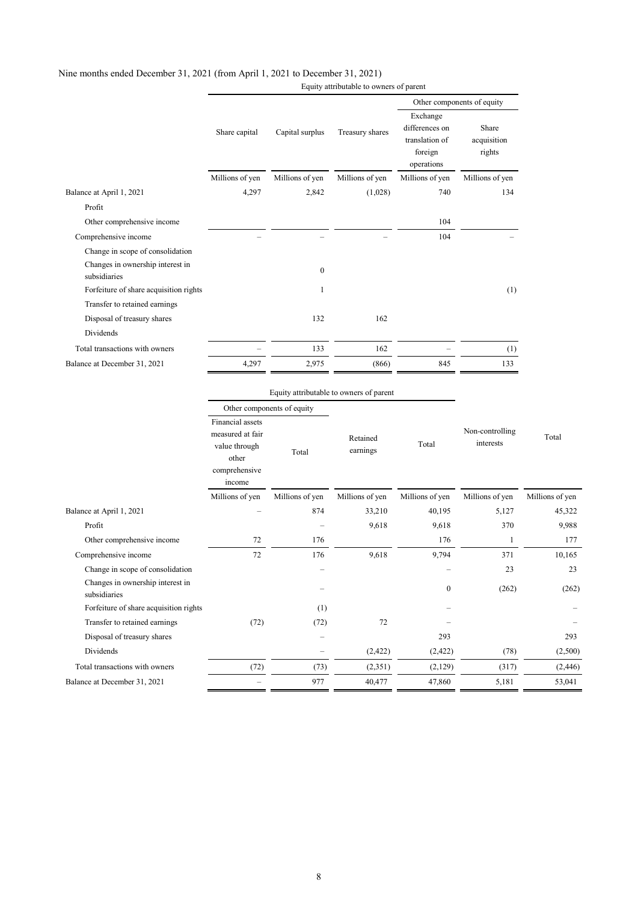Nine months ended December 31, 2021 (from April 1, 2021 to December 31, 2021)

| | Equity attributable to owners of parent | | | | |
|---|---|---|---|---|---|
| | | | | Other components of equity | |
| | Share capital | Capital surplus | Treasury shares | Exchange differences on translation of foreign operations | Share acquisition rights |
| | Millions of yen | Millions of yen | Millions of yen | Millions of yen | Millions of yen |
| Balance at April 1, 2021 | 4,297 | 2,842 | (1,028) | 740 | 134 |
| Profit | | | | | |
| Other comprehensive income | | | | 104 | |
| Comprehensive income | – | – | – | 104 | – |
| Change in scope of consolidation | | | | | |
| Changes in ownership interest in subsidiaries | | 0 | | | |
| Forfeiture of share acquisition rights | | 1 | | | (1) |
| Transfer to retained earnings | | | | | |
| Disposal of treasury shares | | 132 | 162 | | |
| Dividends | | | | | |
| Total transactions with owners | – | 133 | 162 | – | (1) |
| Balance at December 31, 2021 | 4,297 | 2,975 | (866) | 845 | 133 |

| | Equity attributable to owners of parent | | | | | |
|---|---|---|---|---|---|---|
| | Other components of equity | | | | | |
| | Financial assets measured at fair value through other comprehensive income | Total | Retained earnings | Total | Non-controlling interests | Total |
| | Millions of yen | Millions of yen | Millions of yen | Millions of yen | Millions of yen | Millions of yen |
| Balance at April 1, 2021 | – | 874 | 33,210 | 40,195 | 5,127 | 45,322 |
| Profit | | – | 9,618 | 9,618 | 370 | 9,988 |
| Other comprehensive income | 72 | 176 | | 176 | 1 | 177 |
| Comprehensive income | 72 | 176 | 9,618 | 9,794 | 371 | 10,165 |
| Change in scope of consolidation | | – | | – | 23 | 23 |
| Changes in ownership interest in subsidiaries | | – | | 0 | (262) | (262) |
| Forfeiture of share acquisition rights | | (1) | | – | | – |
| Transfer to retained earnings | (72) | (72) | 72 | – | | – |
| Disposal of treasury shares | | – | | 293 | | 293 |
| Dividends | | – | (2,422) | (2,422) | (78) | (2,500) |
| Total transactions with owners | (72) | (73) | (2,351) | (2,129) | (317) | (2,446) |
| Balance at December 31, 2021 | – | 977 | 40,477 | 47,860 | 5,181 | 53,041 |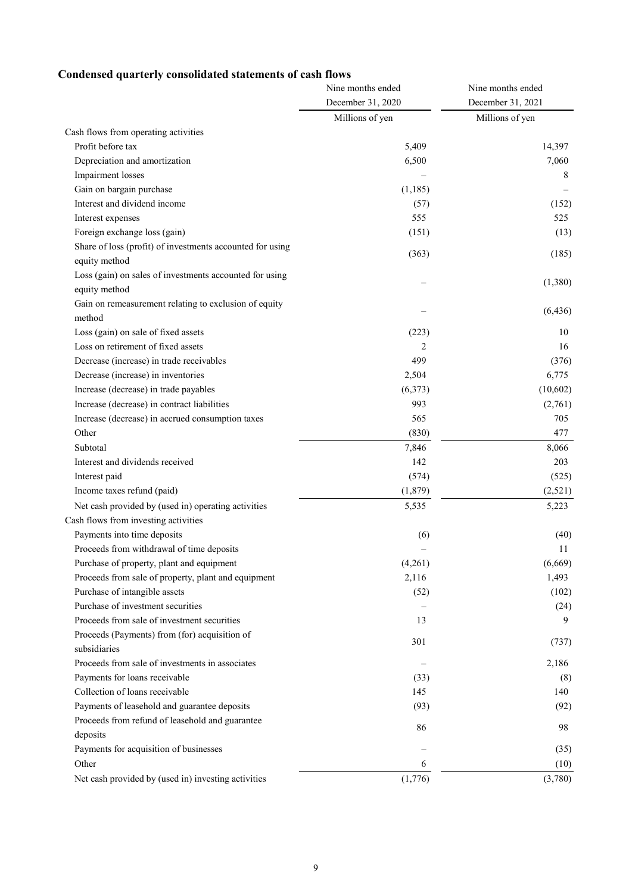## Condensed quarterly consolidated statements of cash flows

| | Nine months ended December 31, 2020 | Nine months ended December 31, 2021 |
|---|---|---|
| | Millions of yen | Millions of yen |
| Cash flows from operating activities | | |
| Profit before tax | 5,409 | 14,397 |
| Depreciation and amortization | 6,500 | 7,060 |
| Impairment losses | – | 8 |
| Gain on bargain purchase | (1,185) | – |
| Interest and dividend income | (57) | (152) |
| Interest expenses | 555 | 525 |
| Foreign exchange loss (gain) | (151) | (13) |
| Share of loss (profit) of investments accounted for using equity method | (363) | (185) |
| Loss (gain) on sales of investments accounted for using equity method | – | (1,380) |
| Gain on remeasurement relating to exclusion of equity method | – | (6,436) |
| Loss (gain) on sale of fixed assets | (223) | 10 |
| Loss on retirement of fixed assets | 2 | 16 |
| Decrease (increase) in trade receivables | 499 | (376) |
| Decrease (increase) in inventories | 2,504 | 6,775 |
| Increase (decrease) in trade payables | (6,373) | (10,602) |
| Increase (decrease) in contract liabilities | 993 | (2,761) |
| Increase (decrease) in accrued consumption taxes | 565 | 705 |
| Other | (830) | 477 |
| Subtotal | 7,846 | 8,066 |
| Interest and dividends received | 142 | 203 |
| Interest paid | (574) | (525) |
| Income taxes refund (paid) | (1,879) | (2,521) |
| Net cash provided by (used in) operating activities | 5,535 | 5,223 |
| Cash flows from investing activities | | |
| Payments into time deposits | (6) | (40) |
| Proceeds from withdrawal of time deposits | – | 11 |
| Purchase of property, plant and equipment | (4,261) | (6,669) |
| Proceeds from sale of property, plant and equipment | 2,116 | 1,493 |
| Purchase of intangible assets | (52) | (102) |
| Purchase of investment securities | – | (24) |
| Proceeds from sale of investment securities | 13 | 9 |
| Proceeds (Payments) from (for) acquisition of subsidiaries | 301 | (737) |
| Proceeds from sale of investments in associates | – | 2,186 |
| Payments for loans receivable | (33) | (8) |
| Collection of loans receivable | 145 | 140 |
| Payments of leasehold and guarantee deposits | (93) | (92) |
| Proceeds from refund of leasehold and guarantee deposits | 86 | 98 |
| Payments for acquisition of businesses | – | (35) |
| Other | 6 | (10) |
| Net cash provided by (used in) investing activities | (1,776) | (3,780) |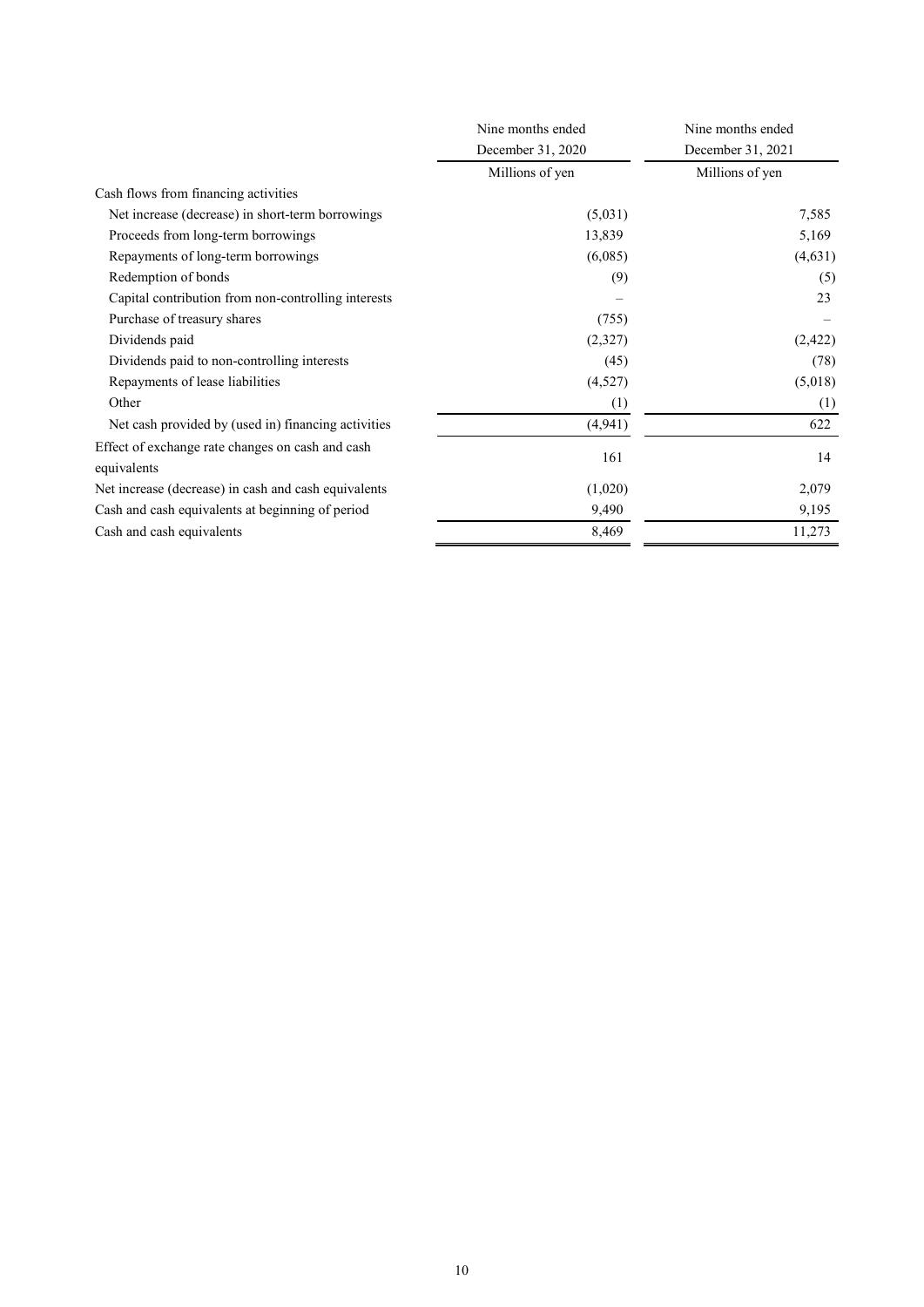| | Nine months ended December 31, 2020 | Nine months ended December 31, 2021 |
|---|---|---|
| | Millions of yen | Millions of yen |
| Cash flows from financing activities | | |
| Net increase (decrease) in short-term borrowings | (5,031) | 7,585 |
| Proceeds from long-term borrowings | 13,839 | 5,169 |
| Repayments of long-term borrowings | (6,085) | (4,631) |
| Redemption of bonds | (9) | (5) |
| Capital contribution from non-controlling interests | – | 23 |
| Purchase of treasury shares | (755) | – |
| Dividends paid | (2,327) | (2,422) |
| Dividends paid to non-controlling interests | (45) | (78) |
| Repayments of lease liabilities | (4,527) | (5,018) |
| Other | (1) | (1) |
| Net cash provided by (used in) financing activities | (4,941) | 622 |
| Effect of exchange rate changes on cash and cash equivalents | 161 | 14 |
| Net increase (decrease) in cash and cash equivalents | (1,020) | 2,079 |
| Cash and cash equivalents at beginning of period | 9,490 | 9,195 |
| Cash and cash equivalents | 8,469 | 11,273 |